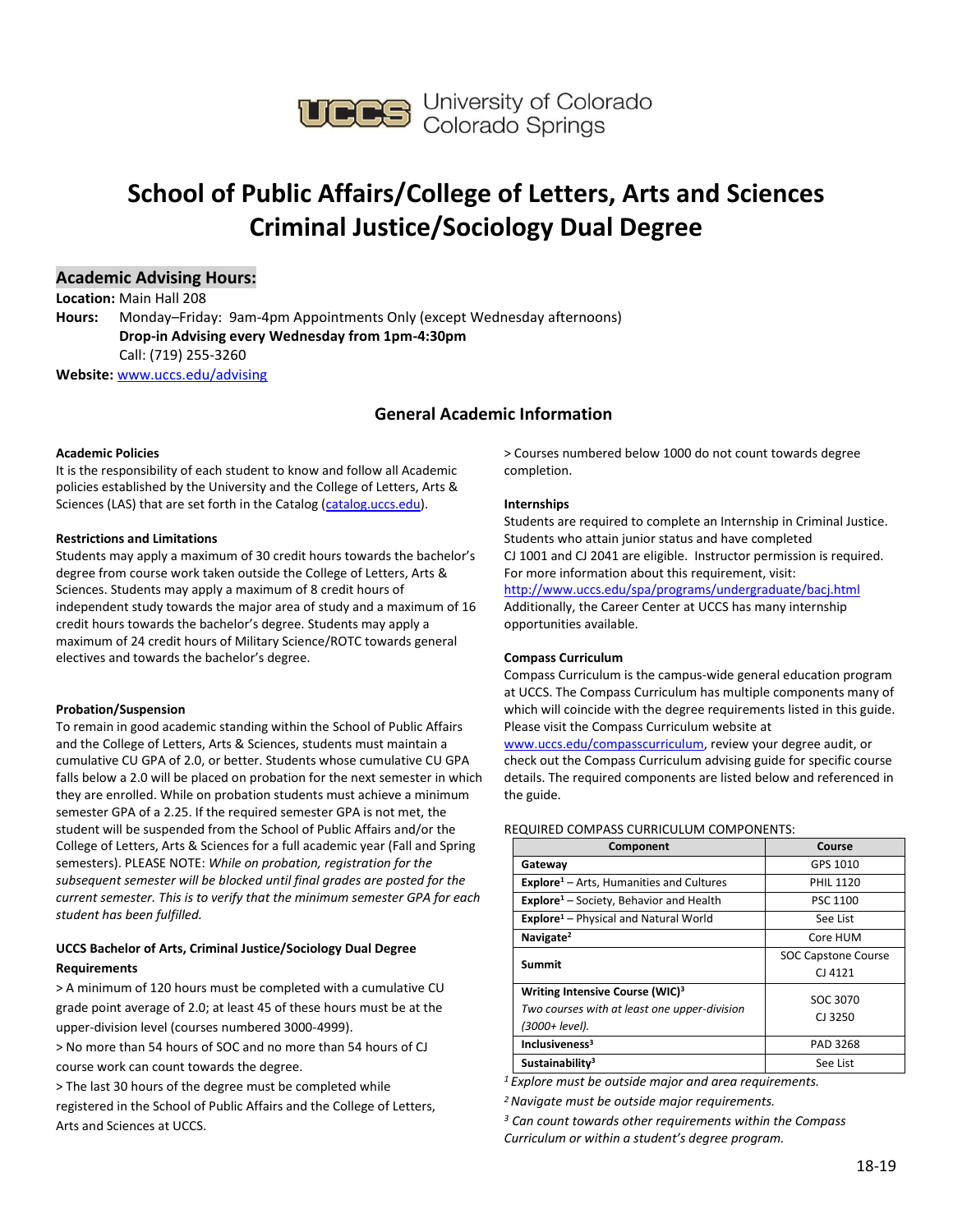University of Colorado Colorado Springs

# School of Public Affairs/College of Letters, Arts and Sciences Criminal Justice/Sociology Dual Degree

## Academic Advising Hours:

**Location:** Main Hall 208

**Hours:** Monday–Friday: 9am-4pm Appointments Only (except Wednesday afternoons)
**Drop-in Advising every Wednesday from 1pm-4:30pm**
Call: (719) 255-3260

**Website:** [www.uccs.edu/advising](www.uccs.edu/advising)

## General Academic Information

**Academic Policies**

It is the responsibility of each student to know and follow all Academic policies established by the University and the College of Letters, Arts & Sciences (LAS) that are set forth in the Catalog ([catalog.uccs.edu](catalog.uccs.edu)).

**Restrictions and Limitations**

Students may apply a maximum of 30 credit hours towards the bachelor's degree from course work taken outside the College of Letters, Arts & Sciences. Students may apply a maximum of 8 credit hours of independent study towards the major area of study and a maximum of 16 credit hours towards the bachelor's degree. Students may apply a maximum of 24 credit hours of Military Science/ROTC towards general electives and towards the bachelor's degree.

**Probation/Suspension**

To remain in good academic standing within the School of Public Affairs and the College of Letters, Arts & Sciences, students must maintain a cumulative CU GPA of 2.0, or better. Students whose cumulative CU GPA falls below a 2.0 will be placed on probation for the next semester in which they are enrolled. While on probation students must achieve a minimum semester GPA of a 2.25. If the required semester GPA is not met, the student will be suspended from the School of Public Affairs and/or the College of Letters, Arts & Sciences for a full academic year (Fall and Spring semesters). PLEASE NOTE: *While on probation, registration for the subsequent semester will be blocked until final grades are posted for the current semester. This is to verify that the minimum semester GPA for each student has been fulfilled.*

**UCCS Bachelor of Arts, Criminal Justice/Sociology Dual Degree Requirements**

> A minimum of 120 hours must be completed with a cumulative CU grade point average of 2.0; at least 45 of these hours must be at the upper-division level (courses numbered 3000-4999).

> No more than 54 hours of SOC and no more than 54 hours of CJ course work can count towards the degree.

> The last 30 hours of the degree must be completed while registered in the School of Public Affairs and the College of Letters, Arts and Sciences at UCCS.

> Courses numbered below 1000 do not count towards degree completion.

**Internships**

Students are required to complete an Internship in Criminal Justice. Students who attain junior status and have completed CJ 1001 and CJ 2041 are eligible. Instructor permission is required. For more information about this requirement, visit: [http://www.uccs.edu/spa/programs/undergraduate/bacj.html](http://www.uccs.edu/spa/programs/undergraduate/bacj.html)
Additionally, the Career Center at UCCS has many internship opportunities available.

**Compass Curriculum**

Compass Curriculum is the campus-wide general education program at UCCS. The Compass Curriculum has multiple components many of which will coincide with the degree requirements listed in this guide. Please visit the Compass Curriculum website at [www.uccs.edu/compasscurriculum](www.uccs.edu/compasscurriculum), review your degree audit, or check out the Compass Curriculum advising guide for specific course details. The required components are listed below and referenced in the guide.

REQUIRED COMPASS CURRICULUM COMPONENTS:

| Component | Course |
|---|---|
| **Gateway** | GPS 1010 |
| **Explore**[1] – Arts, Humanities and Cultures | PHIL 1120 |
| **Explore**[1] – Society, Behavior and Health | PSC 1100 |
| **Explore**[1] – Physical and Natural World | See List |
| **Navigate**[2] | Core HUM |
| **Summit** | SOC Capstone Course<br>CJ 4121 |
| **Writing Intensive Course (WIC)**[3]<br>*Two courses with at least one upper-division (3000+ level).* | SOC 3070<br>CJ 3250 |
| **Inclusiveness**[3] | PAD 3268 |
| **Sustainability**[3] | See List |

[1] *Explore must be outside major and area requirements.*

[2] *Navigate must be outside major requirements.*

[3] *Can count towards other requirements within the Compass Curriculum or within a student's degree program.*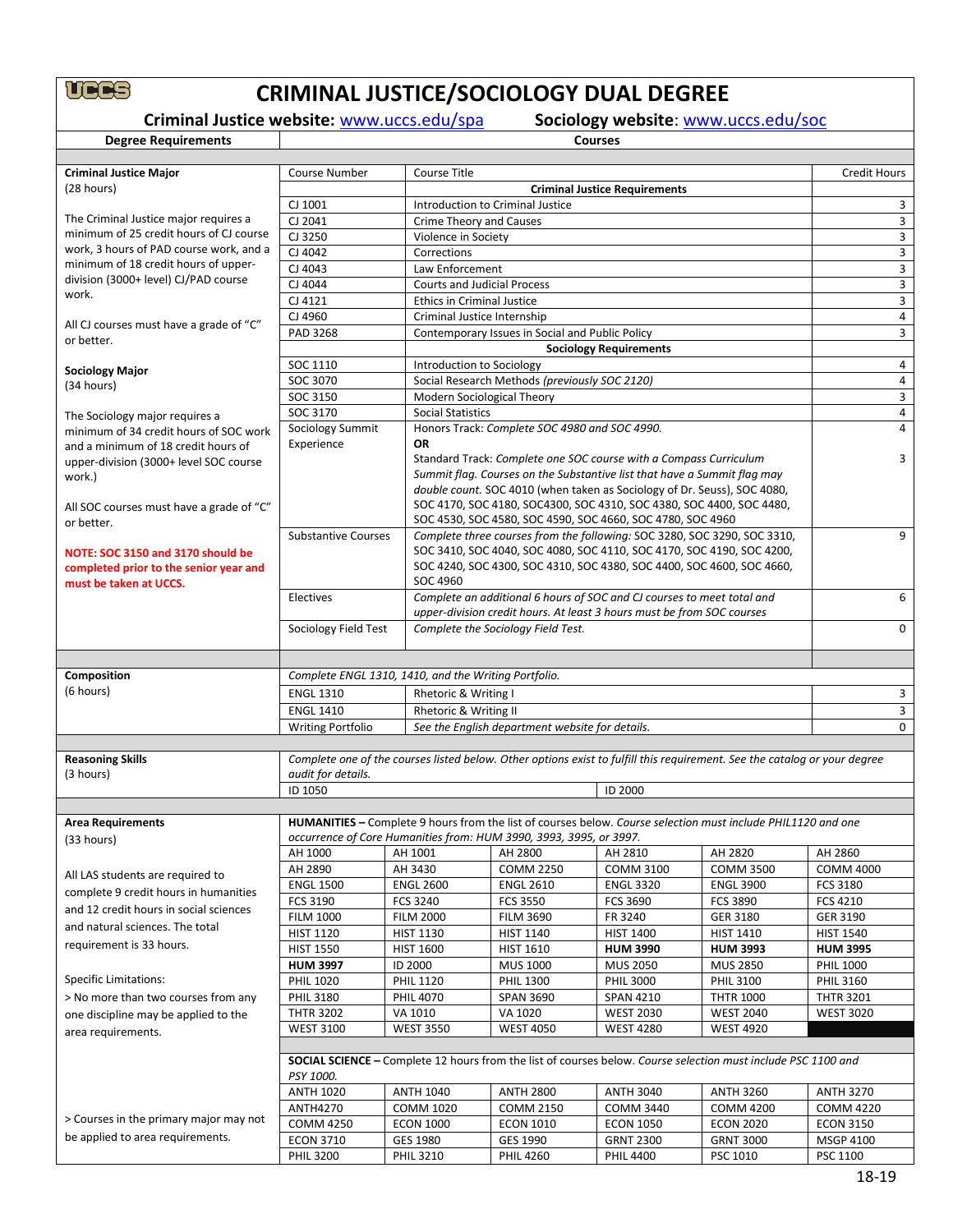# CRIMINAL JUSTICE/SOCIOLOGY DUAL DEGREE

**Criminal Justice website:** www.uccs.edu/spa **Sociology website**: www.uccs.edu/soc

| Degree Requirements | Courses | | |
|---|---|---|---|
| **Criminal Justice Major** (28 hours) | Course Number | Course Title | Credit Hours |
| | | **Criminal Justice Requirements** | |
| The Criminal Justice major requires a minimum of 25 credit hours of CJ course work, 3 hours of PAD course work, and a minimum of 18 credit hours of upper-division (3000+ level) CJ/PAD course work. | CJ 1001 | Introduction to Criminal Justice | 3 |
| | CJ 2041 | Crime Theory and Causes | 3 |
| | CJ 3250 | Violence in Society | 3 |
| | CJ 4042 | Corrections | 3 |
| | CJ 4043 | Law Enforcement | 3 |
| | CJ 4044 | Courts and Judicial Process | 3 |
| All CJ courses must have a grade of "C" or better. | CJ 4121 | Ethics in Criminal Justice | 3 |
| | CJ 4960 | Criminal Justice Internship | 4 |
| | PAD 3268 | Contemporary Issues in Social and Public Policy | 3 |
| **Sociology Major** (34 hours) | | **Sociology Requirements** | |
| The Sociology major requires a minimum of 34 credit hours of SOC work and a minimum of 18 credit hours of upper-division (3000+ level SOC course work.) | SOC 1110 | Introduction to Sociology | 4 |
| | SOC 3070 | Social Research Methods *(previously SOC 2120)* | 4 |
| | SOC 3150 | Modern Sociological Theory | 3 |
| | SOC 3170 | Social Statistics | 4 |
| All SOC courses must have a grade of "C" or better. | Sociology Summit Experience | Honors Track: *Complete SOC 4980 and SOC 4990.* **OR** Standard Track: *Complete one SOC course with a Compass Curriculum Summit flag. Courses on the Substantive list that have a Summit flag may double count.* SOC 4010 (when taken as Sociology of Dr. Seuss), SOC 4080, SOC 4170, SOC 4180, SOC4300, SOC 4310, SOC 4380, SOC 4400, SOC 4480, SOC 4530, SOC 4580, SOC 4590, SOC 4660, SOC 4780, SOC 4960 | 4 OR 3 |
| **NOTE: SOC 3150 and 3170 should be completed prior to the senior year and must be taken at UCCS.** | Substantive Courses | *Complete three courses from the following:* SOC 3280, SOC 3290, SOC 3310, SOC 3410, SOC 4040, SOC 4080, SOC 4110, SOC 4170, SOC 4190, SOC 4200, SOC 4240, SOC 4300, SOC 4310, SOC 4380, SOC 4400, SOC 4600, SOC 4660, SOC 4960 | 9 |
| | Electives | *Complete an additional 6 hours of SOC and CJ courses to meet total and upper-division credit hours. At least 3 hours must be from SOC courses* | 6 |
| | Sociology Field Test | *Complete the Sociology Field Test.* | 0 |

| Degree Requirements | Courses | | |
|---|---|---|---|
| **Composition** (6 hours) | *Complete ENGL 1310, 1410, and the Writing Portfolio.* | | |
| | ENGL 1310 | Rhetoric & Writing I | 3 |
| | ENGL 1410 | Rhetoric & Writing II | 3 |
| | Writing Portfolio | *See the English department website for details.* | 0 |

**Reasoning Skills** (3 hours)

*Complete one of the courses listed below. Other options exist to fulfill this requirement. See the catalog or your degree audit for details.*

| | |
|---|---|
| ID 1050 | ID 2000 |

**Area Requirements** (33 hours)

All LAS students are required to complete 9 credit hours in humanities and 12 credit hours in social sciences and natural sciences. The total requirement is 33 hours.

Specific Limitations:

> No more than two courses from any one discipline may be applied to the area requirements.

> Courses in the primary major may not be applied to area requirements.

**HUMANITIES –** Complete 9 hours from the list of courses below. *Course selection must include PHIL1120 and one occurrence of Core Humanities from: HUM 3990, 3993, 3995, or 3997.*

| | | | | | |
|---|---|---|---|---|---|
| AH 1000 | AH 1001 | AH 2800 | AH 2810 | AH 2820 | AH 2860 |
| AH 2890 | AH 3430 | COMM 2250 | COMM 3100 | COMM 3500 | COMM 4000 |
| ENGL 1500 | ENGL 2600 | ENGL 2610 | ENGL 3320 | ENGL 3900 | FCS 3180 |
| FCS 3190 | FCS 3240 | FCS 3550 | FCS 3690 | FCS 3890 | FCS 4210 |
| FILM 1000 | FILM 2000 | FILM 3690 | FR 3240 | GER 3180 | GER 3190 |
| HIST 1120 | HIST 1130 | HIST 1140 | HIST 1400 | HIST 1410 | HIST 1540 |
| HIST 1550 | HIST 1600 | HIST 1610 | **HUM 3990** | **HUM 3993** | **HUM 3995** |
| **HUM 3997** | ID 2000 | MUS 1000 | MUS 2050 | MUS 2850 | PHIL 1000 |
| PHIL 1020 | PHIL 1120 | PHIL 1300 | PHIL 3000 | PHIL 3100 | PHIL 3160 |
| PHIL 3180 | PHIL 4070 | SPAN 3690 | SPAN 4210 | THTR 1000 | THTR 3201 |
| THTR 3202 | VA 1010 | VA 1020 | WEST 2030 | WEST 2040 | WEST 3020 |
| WEST 3100 | WEST 3550 | WEST 4050 | WEST 4280 | WEST 4920 | |

**SOCIAL SCIENCE –** Complete 12 hours from the list of courses below. *Course selection must include PSC 1100 and PSY 1000.*

| | | | | | |
|---|---|---|---|---|---|
| ANTH 1020 | ANTH 1040 | ANTH 2800 | ANTH 3040 | ANTH 3260 | ANTH 3270 |
| ANTH4270 | COMM 1020 | COMM 2150 | COMM 3440 | COMM 4200 | COMM 4220 |
| COMM 4250 | ECON 1000 | ECON 1010 | ECON 1050 | ECON 2020 | ECON 3150 |
| ECON 3710 | GES 1980 | GES 1990 | GRNT 2300 | GRNT 3000 | MSGP 4100 |
| PHIL 3200 | PHIL 3210 | PHIL 4260 | PHIL 4400 | PSC 1010 | PSC 1100 |

18-19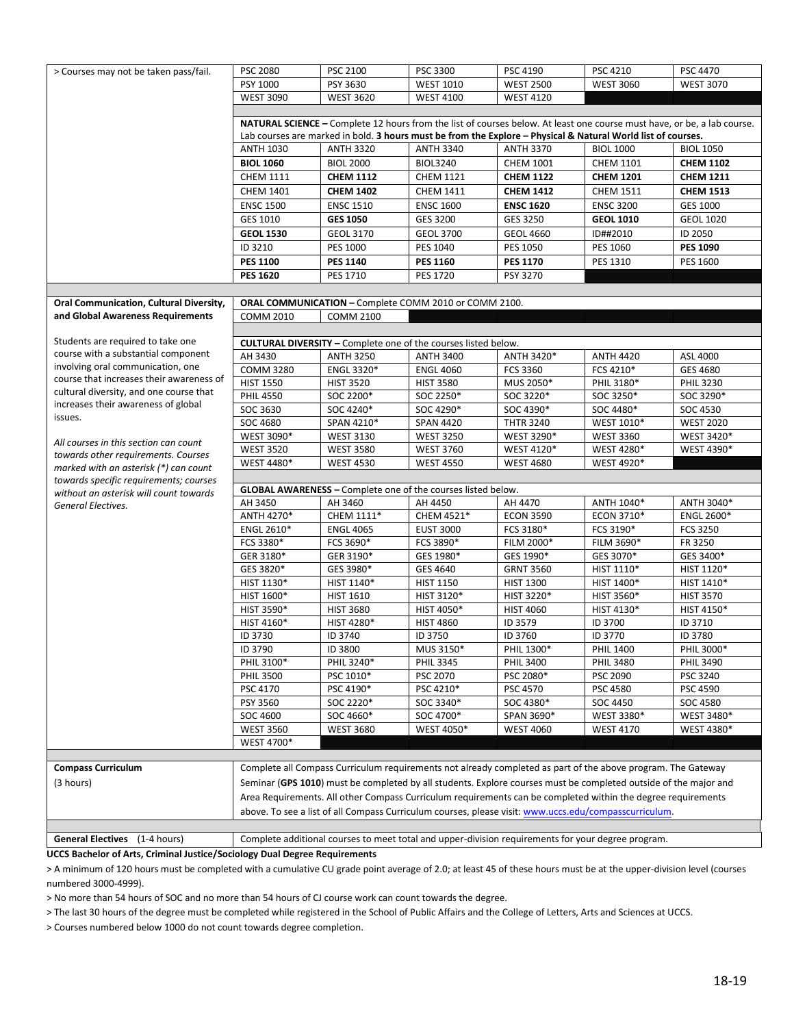| | | | | | | |
|---|---|---|---|---|---|---|
| > Courses may not be taken pass/fail. | PSC 2080 | PSC 2100 | PSC 3300 | PSC 4190 | PSC 4210 | PSC 4470 |
| | PSY 1000 | PSY 3630 | WEST 1010 | WEST 2500 | WEST 3060 | WEST 3070 |
| | WEST 3090 | WEST 3620 | WEST 4100 | WEST 4120 | | |

**NATURAL SCIENCE –** Complete 12 hours from the list of courses below. At least one course must have, or be, a lab course. Lab courses are marked in bold. **3 hours must be from the Explore – Physical & Natural World list of courses.**

| | | | | | |
|---|---|---|---|---|---|
| ANTH 1030 | ANTH 3320 | ANTH 3340 | ANTH 3370 | BIOL 1000 | BIOL 1050 |
| **BIOL 1060** | BIOL 2000 | BIOL3240 | CHEM 1001 | CHEM 1101 | **CHEM 1102** |
| CHEM 1111 | **CHEM 1112** | CHEM 1121 | **CHEM 1122** | **CHEM 1201** | **CHEM 1211** |
| CHEM 1401 | **CHEM 1402** | CHEM 1411 | **CHEM 1412** | CHEM 1511 | **CHEM 1513** |
| ENSC 1500 | ENSC 1510 | ENSC 1600 | **ENSC 1620** | ENSC 3200 | GES 1000 |
| GES 1010 | **GES 1050** | GES 3200 | GES 3250 | **GEOL 1010** | GEOL 1020 |
| **GEOL 1530** | GEOL 3170 | GEOL 3700 | GEOL 4660 | ID##2010 | ID 2050 |
| ID 3210 | PES 1000 | PES 1040 | PES 1050 | PES 1060 | **PES 1090** |
| **PES 1100** | **PES 1140** | **PES 1160** | **PES 1170** | PES 1310 | PES 1600 |
| **PES 1620** | PES 1710 | PES 1720 | PSY 3270 | | |

**Oral Communication, Cultural Diversity, and Global Awareness Requirements**

Students are required to take one course with a substantial component involving oral communication, one course that increases their awareness of cultural diversity, and one course that increases their awareness of global issues.

*All courses in this section can count towards other requirements. Courses marked with an asterisk (*) can count towards specific requirements; courses without an asterisk will count towards General Electives.*

**ORAL COMMUNICATION –** Complete COMM 2010 or COMM 2100.

| | |
|---|---|
| COMM 2010 | COMM 2100 |

**CULTURAL DIVERSITY –** Complete one of the courses listed below.

| | | | | | |
|---|---|---|---|---|---|
| AH 3430 | ANTH 3250 | ANTH 3400 | ANTH 3420* | ANTH 4420 | ASL 4000 |
| COMM 3280 | ENGL 3320* | ENGL 4060 | FCS 3360 | FCS 4210* | GES 4680 |
| HIST 1550 | HIST 3520 | HIST 3580 | MUS 2050* | PHIL 3180* | PHIL 3230 |
| PHIL 4550 | SOC 2200* | SOC 2250* | SOC 3220* | SOC 3250* | SOC 3290* |
| SOC 3630 | SOC 4240* | SOC 4290* | SOC 4390* | SOC 4480* | SOC 4530 |
| SOC 4680 | SPAN 4210* | SPAN 4420 | THTR 3240 | WEST 1010* | WEST 2020 |
| WEST 3090* | WEST 3130 | WEST 3250 | WEST 3290* | WEST 3360 | WEST 3420* |
| WEST 3520 | WEST 3580 | WEST 3760 | WEST 4120* | WEST 4280* | WEST 4390* |
| WEST 4480* | WEST 4530 | WEST 4550 | WEST 4680 | WEST 4920* | |

**GLOBAL AWARENESS –** Complete one of the courses listed below.

| | | | | | |
|---|---|---|---|---|---|
| AH 3450 | AH 3460 | AH 4450 | AH 4470 | ANTH 1040* | ANTH 3040* |
| ANTH 4270* | CHEM 1111* | CHEM 4521* | ECON 3590 | ECON 3710* | ENGL 2600* |
| ENGL 2610* | ENGL 4065 | EUST 3000 | FCS 3180* | FCS 3190* | FCS 3250 |
| FCS 3380* | FCS 3690* | FCS 3890* | FILM 2000* | FILM 3690* | FR 3250 |
| GER 3180* | GER 3190* | GES 1980* | GES 1990* | GES 3070* | GES 3400* |
| GES 3820* | GES 3980* | GES 4640 | GRNT 3560 | HIST 1110* | HIST 1120* |
| HIST 1130* | HIST 1140* | HIST 1150 | HIST 1300 | HIST 1400* | HIST 1410* |
| HIST 1600* | HIST 1610 | HIST 3120* | HIST 3220* | HIST 3560* | HIST 3570 |
| HIST 3590* | HIST 3680 | HIST 4050* | HIST 4060 | HIST 4130* | HIST 4150* |
| HIST 4160* | HIST 4280* | HIST 4860 | ID 3579 | ID 3700 | ID 3710 |
| ID 3730 | ID 3740 | ID 3750 | ID 3760 | ID 3770 | ID 3780 |
| ID 3790 | ID 3800 | MUS 3150* | PHIL 1300* | PHIL 1400 | PHIL 3000* |
| PHIL 3100* | PHIL 3240* | PHIL 3345 | PHIL 3400 | PHIL 3480 | PHIL 3490 |
| PHIL 3500 | PSC 1010* | PSC 2070 | PSC 2080* | PSC 2090 | PSC 3240 |
| PSC 4170 | PSC 4190* | PSC 4210* | PSC 4570 | PSC 4580 | PSC 4590 |
| PSY 3560 | SOC 2220* | SOC 3340* | SOC 4380* | SOC 4450 | SOC 4580 |
| SOC 4600 | SOC 4660* | SOC 4700* | SPAN 3690* | WEST 3380* | WEST 3480* |
| WEST 3560 | WEST 3680 | WEST 4050* | WEST 4060 | WEST 4170 | WEST 4380* |
| WEST 4700* | | | | | |

**Compass Curriculum** (3 hours)

Complete all Compass Curriculum requirements not already completed as part of the above program. The Gateway Seminar (**GPS 1010**) must be completed by all students. Explore courses must be completed outside of the major and Area Requirements. All other Compass Curriculum requirements can be completed within the degree requirements above. To see a list of all Compass Curriculum courses, please visit: www.uccs.edu/compasscurriculum.

**General Electives** (1-4 hours)

Complete additional courses to meet total and upper-division requirements for your degree program.

**UCCS Bachelor of Arts, Criminal Justice/Sociology Dual Degree Requirements**

> A minimum of 120 hours must be completed with a cumulative CU grade point average of 2.0; at least 45 of these hours must be at the upper-division level (courses numbered 3000-4999).

> No more than 54 hours of SOC and no more than 54 hours of CJ course work can count towards the degree.

> The last 30 hours of the degree must be completed while registered in the School of Public Affairs and the College of Letters, Arts and Sciences at UCCS.

> Courses numbered below 1000 do not count towards degree completion.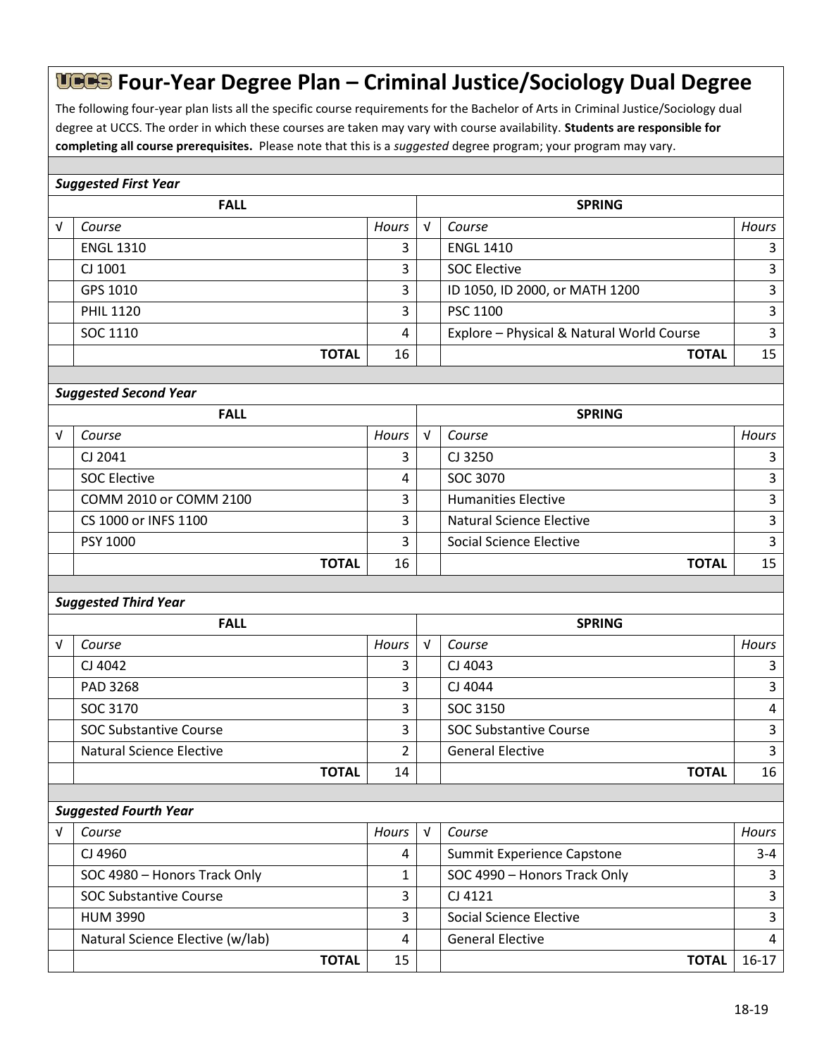# UCCS Four-Year Degree Plan – Criminal Justice/Sociology Dual Degree

The following four-year plan lists all the specific course requirements for the Bachelor of Arts in Criminal Justice/Sociology dual degree at UCCS. The order in which these courses are taken may vary with course availability. **Students are responsible for completing all course prerequisites.** Please note that this is a *suggested* degree program; your program may vary.

***Suggested First Year***

| FALL | | | SPRING | | |
|---|---|---|---|---|---|
| √ | *Course* | *Hours* | √ | *Course* | *Hours* |
| | ENGL 1310 | 3 | | ENGL 1410 | 3 |
| | CJ 1001 | 3 | | SOC Elective | 3 |
| | GPS 1010 | 3 | | ID 1050, ID 2000, or MATH 1200 | 3 |
| | PHIL 1120 | 3 | | PSC 1100 | 3 |
| | SOC 1110 | 4 | | Explore – Physical & Natural World Course | 3 |
| | **TOTAL** | 16 | | **TOTAL** | 15 |

***Suggested Second Year***

| FALL | | | SPRING | | |
|---|---|---|---|---|---|
| √ | *Course* | *Hours* | √ | *Course* | *Hours* |
| | CJ 2041 | 3 | | CJ 3250 | 3 |
| | SOC Elective | 4 | | SOC 3070 | 3 |
| | COMM 2010 or COMM 2100 | 3 | | Humanities Elective | 3 |
| | CS 1000 or INFS 1100 | 3 | | Natural Science Elective | 3 |
| | PSY 1000 | 3 | | Social Science Elective | 3 |
| | **TOTAL** | 16 | | **TOTAL** | 15 |

***Suggested Third Year***

| FALL | | | SPRING | | |
|---|---|---|---|---|---|
| √ | *Course* | *Hours* | √ | *Course* | *Hours* |
| | CJ 4042 | 3 | | CJ 4043 | 3 |
| | PAD 3268 | 3 | | CJ 4044 | 3 |
| | SOC 3170 | 3 | | SOC 3150 | 4 |
| | SOC Substantive Course | 3 | | SOC Substantive Course | 3 |
| | Natural Science Elective | 2 | | General Elective | 3 |
| | **TOTAL** | 14 | | **TOTAL** | 16 |

***Suggested Fourth Year***

| √ | *Course* | *Hours* | √ | *Course* | *Hours* |
|---|---|---|---|---|---|
| | CJ 4960 | 4 | | Summit Experience Capstone | 3-4 |
| | SOC 4980 – Honors Track Only | 1 | | SOC 4990 – Honors Track Only | 3 |
| | SOC Substantive Course | 3 | | CJ 4121 | 3 |
| | HUM 3990 | 3 | | Social Science Elective | 3 |
| | Natural Science Elective (w/lab) | 4 | | General Elective | 4 |
| | **TOTAL** | 15 | | **TOTAL** | 16-17 |

18-19